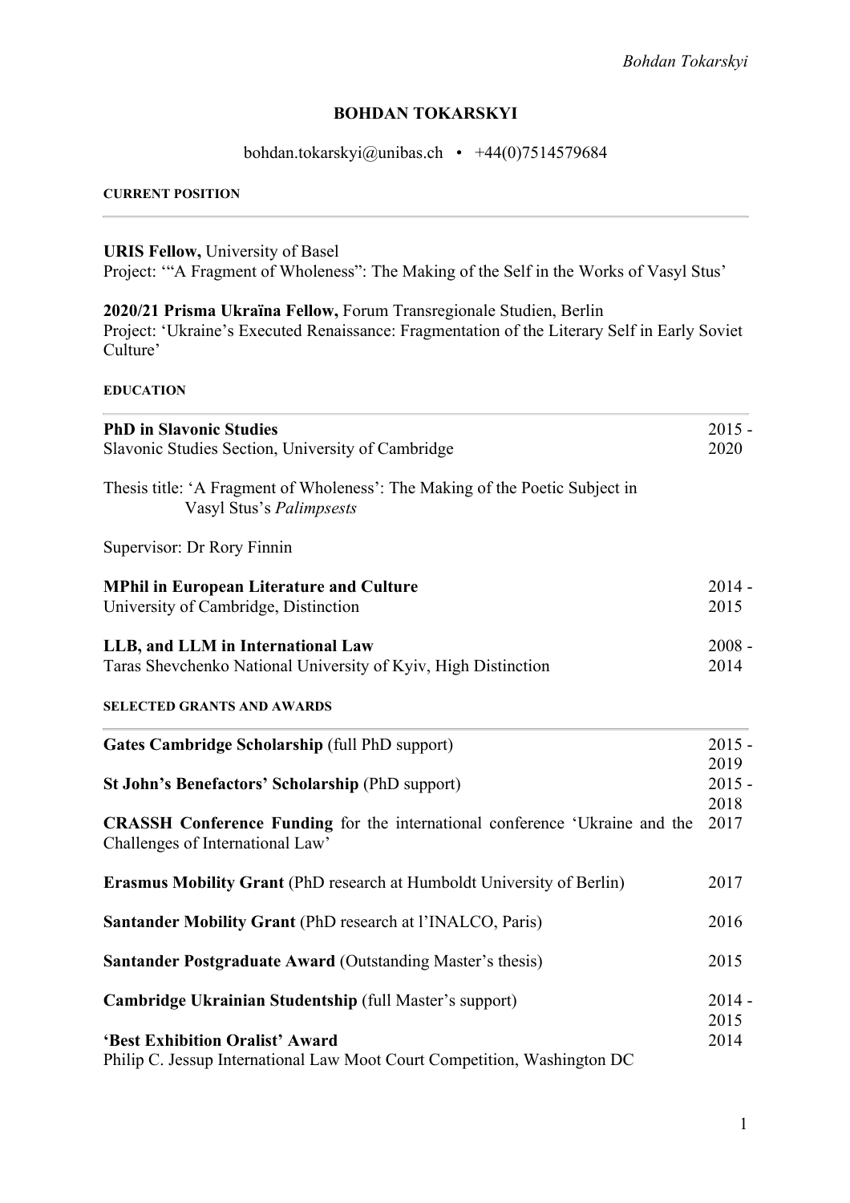# BOHDAN TOKARSKYI

bohdan.tokarskyi@unibas.ch • +44(0)7514579684

## CURRENT POSITION

**URIS Fellow,** University of Basel
Project: '"A Fragment of Wholeness": The Making of the Self in the Works of Vasyl Stus'

**2020/21 Prisma Ukraïna Fellow,** Forum Transregionale Studien, Berlin
Project: 'Ukraine's Executed Renaissance: Fragmentation of the Literary Self in Early Soviet Culture'

## EDUCATION

**PhD in Slavonic Studies** — 2015 - 2020
Slavonic Studies Section, University of Cambridge

Thesis title: 'A Fragment of Wholeness': The Making of the Poetic Subject in Vasyl Stus's *Palimpsests*

Supervisor: Dr Rory Finnin

**MPhil in European Literature and Culture** — 2014 - 2015
University of Cambridge, Distinction

**LLB, and LLM in International Law** — 2008 - 2014
Taras Shevchenko National University of Kyiv, High Distinction

## SELECTED GRANTS AND AWARDS

| Award | Year |
|---|---|
| **Gates Cambridge Scholarship** (full PhD support) | 2015 - 2019 |
| **St John's Benefactors' Scholarship** (PhD support) | 2015 - 2018 |
| **CRASSH Conference Funding** for the international conference 'Ukraine and the Challenges of International Law' | 2017 |
| **Erasmus Mobility Grant** (PhD research at Humboldt University of Berlin) | 2017 |
| **Santander Mobility Grant** (PhD research at l'INALCO, Paris) | 2016 |
| **Santander Postgraduate Award** (Outstanding Master's thesis) | 2015 |
| **Cambridge Ukrainian Studentship** (full Master's support) | 2014 - 2015 |
| **'Best Exhibition Oralist' Award** Philip C. Jessup International Law Moot Court Competition, Washington DC | 2014 |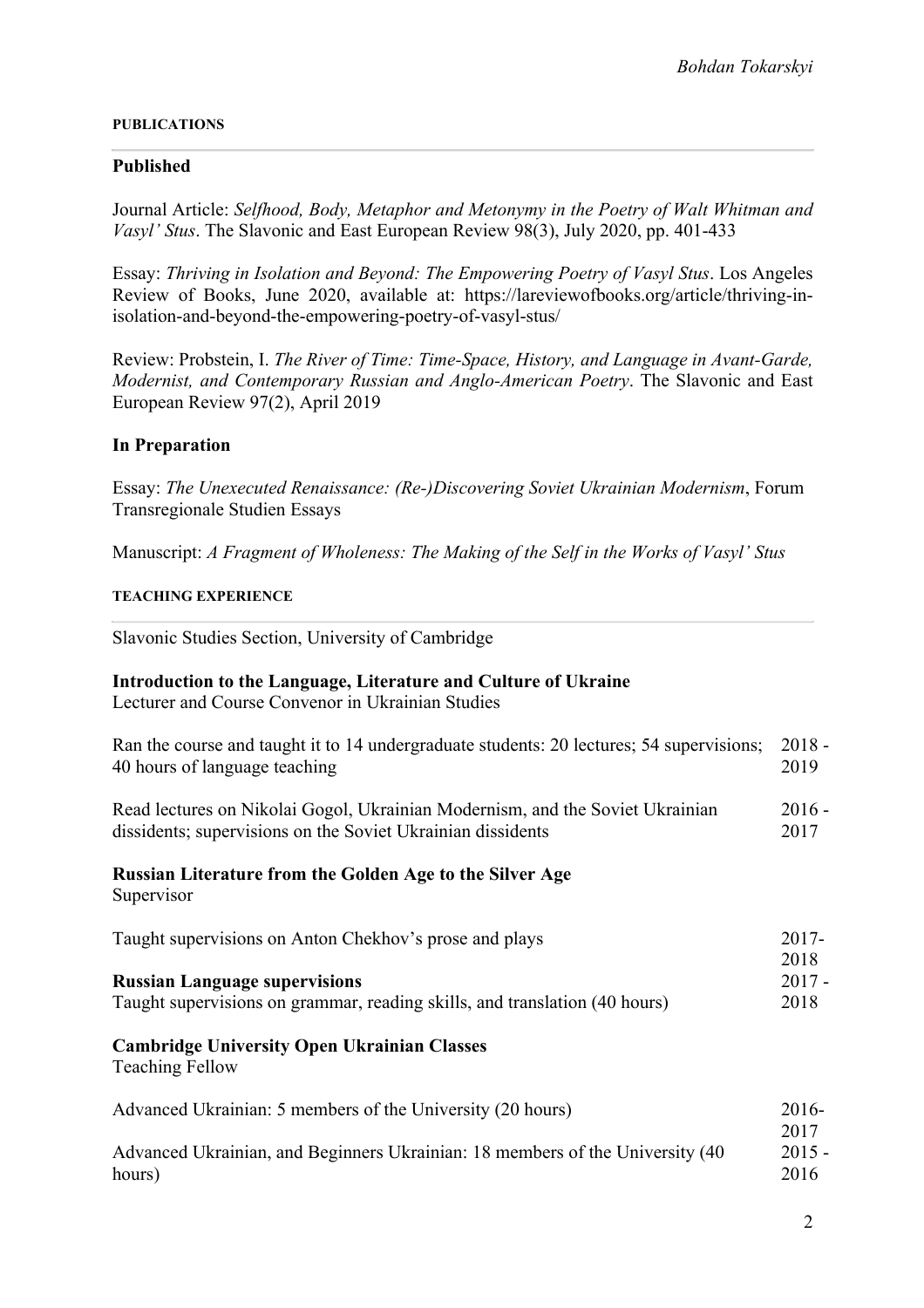## PUBLICATIONS

### Published

Journal Article: *Selfhood, Body, Metaphor and Metonymy in the Poetry of Walt Whitman and Vasyl' Stus*. The Slavonic and East European Review 98(3), July 2020, pp. 401-433

Essay: *Thriving in Isolation and Beyond: The Empowering Poetry of Vasyl Stus*. Los Angeles Review of Books, June 2020, available at: https://lareviewofbooks.org/article/thriving-in-isolation-and-beyond-the-empowering-poetry-of-vasyl-stus/

Review: Probstein, I. *The River of Time: Time-Space, History, and Language in Avant-Garde, Modernist, and Contemporary Russian and Anglo-American Poetry*. The Slavonic and East European Review 97(2), April 2019

### In Preparation

Essay: *The Unexecuted Renaissance: (Re-)Discovering Soviet Ukrainian Modernism*, Forum Transregionale Studien Essays

Manuscript: *A Fragment of Wholeness: The Making of the Self in the Works of Vasyl' Stus*

## TEACHING EXPERIENCE

Slavonic Studies Section, University of Cambridge

**Introduction to the Language, Literature and Culture of Ukraine**
Lecturer and Course Convenor in Ukrainian Studies

Ran the course and taught it to 14 undergraduate students: 20 lectures; 54 supervisions; 40 hours of language teaching — 2018 - 2019

Read lectures on Nikolai Gogol, Ukrainian Modernism, and the Soviet Ukrainian dissidents; supervisions on the Soviet Ukrainian dissidents — 2016 - 2017

**Russian Literature from the Golden Age to the Silver Age**
Supervisor

Taught supervisions on Anton Chekhov's prose and plays — 2017-2018

**Russian Language supervisions**
Taught supervisions on grammar, reading skills, and translation (40 hours) — 2017 - 2018

**Cambridge University Open Ukrainian Classes**
Teaching Fellow

Advanced Ukrainian: 5 members of the University (20 hours) — 2016-2017

Advanced Ukrainian, and Beginners Ukrainian: 18 members of the University (40 hours) — 2015 - 2016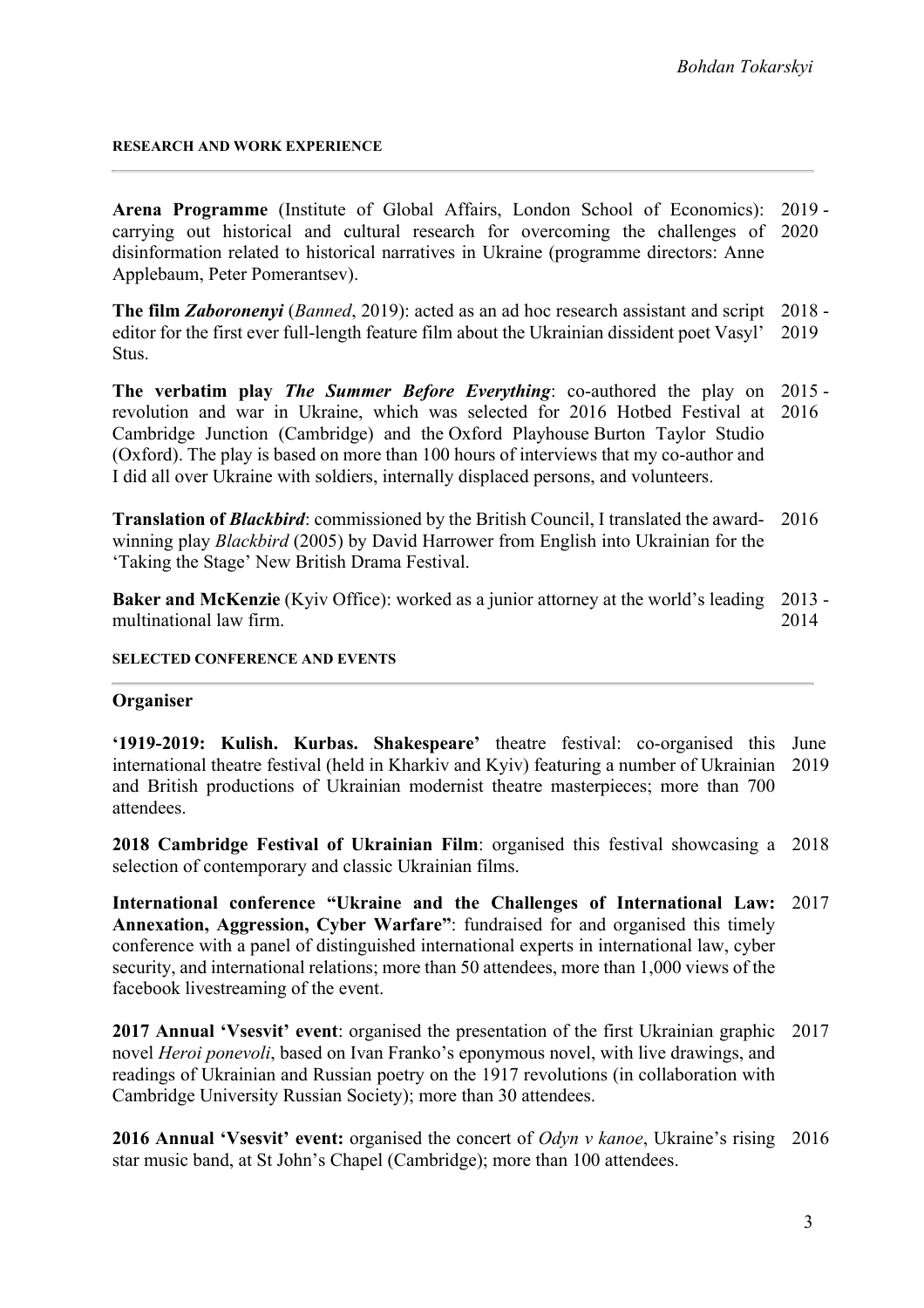#### RESEARCH AND WORK EXPERIENCE

**Arena Programme** (Institute of Global Affairs, London School of Economics): carrying out historical and cultural research for overcoming the challenges of disinformation related to historical narratives in Ukraine (programme directors: Anne Applebaum, Peter Pomerantsev). 2019 - 2020

**The film *Zaboronenyi*** (*Banned*, 2019): acted as an ad hoc research assistant and script editor for the first ever full-length feature film about the Ukrainian dissident poet Vasyl' Stus. 2018 - 2019

**The verbatim play *The Summer Before Everything***: co-authored the play on revolution and war in Ukraine, which was selected for 2016 Hotbed Festival at Cambridge Junction (Cambridge) and the Oxford Playhouse Burton Taylor Studio (Oxford). The play is based on more than 100 hours of interviews that my co-author and I did all over Ukraine with soldiers, internally displaced persons, and volunteers. 2015 - 2016

**Translation of *Blackbird***: commissioned by the British Council, I translated the award-winning play *Blackbird* (2005) by David Harrower from English into Ukrainian for the 'Taking the Stage' New British Drama Festival. 2016

**Baker and McKenzie** (Kyiv Office): worked as a junior attorney at the world's leading multinational law firm. 2013 - 2014

#### SELECTED CONFERENCE AND EVENTS

**Organiser**

**'1919-2019: Kulish. Kurbas. Shakespeare'** theatre festival: co-organised this international theatre festival (held in Kharkiv and Kyiv) featuring a number of Ukrainian and British productions of Ukrainian modernist theatre masterpieces; more than 700 attendees. June 2019

**2018 Cambridge Festival of Ukrainian Film**: organised this festival showcasing a selection of contemporary and classic Ukrainian films. 2018

**International conference "Ukraine and the Challenges of International Law: Annexation, Aggression, Cyber Warfare"**: fundraised for and organised this timely conference with a panel of distinguished international experts in international law, cyber security, and international relations; more than 50 attendees, more than 1,000 views of the facebook livestreaming of the event. 2017

**2017 Annual 'Vsesvit' event**: organised the presentation of the first Ukrainian graphic novel *Heroi ponevoli*, based on Ivan Franko's eponymous novel, with live drawings, and readings of Ukrainian and Russian poetry on the 1917 revolutions (in collaboration with Cambridge University Russian Society); more than 30 attendees. 2017

**2016 Annual 'Vsesvit' event:** organised the concert of *Odyn v kanoe*, Ukraine's rising star music band, at St John's Chapel (Cambridge); more than 100 attendees. 2016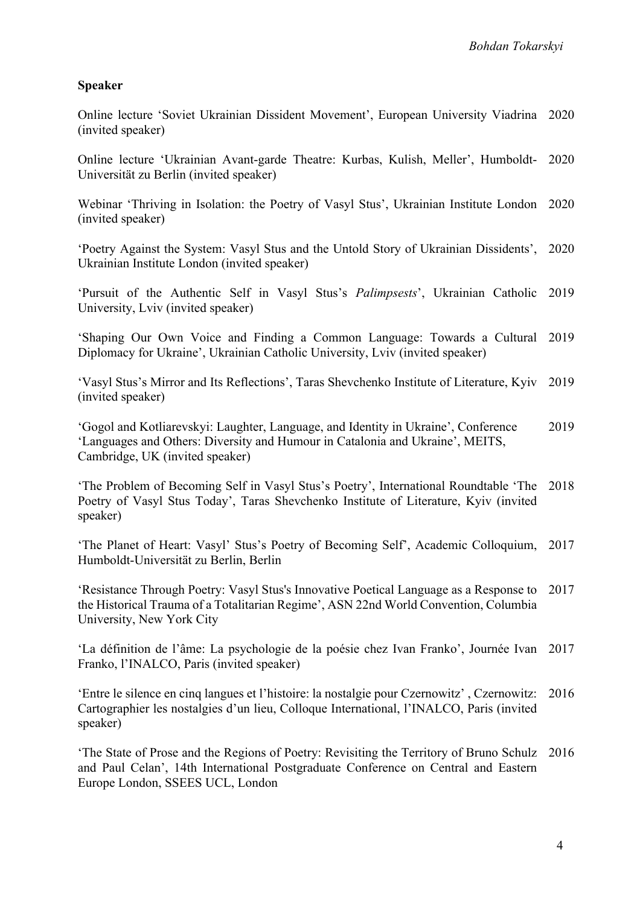**Speaker**

Online lecture 'Soviet Ukrainian Dissident Movement', European University Viadrina (invited speaker) 2020

Online lecture 'Ukrainian Avant-garde Theatre: Kurbas, Kulish, Meller', Humboldt-Universität zu Berlin (invited speaker) 2020

Webinar 'Thriving in Isolation: the Poetry of Vasyl Stus', Ukrainian Institute London (invited speaker) 2020

'Poetry Against the System: Vasyl Stus and the Untold Story of Ukrainian Dissidents', Ukrainian Institute London (invited speaker) 2020

'Pursuit of the Authentic Self in Vasyl Stus's *Palimpsests*', Ukrainian Catholic University, Lviv (invited speaker) 2019

'Shaping Our Own Voice and Finding a Common Language: Towards a Cultural Diplomacy for Ukraine', Ukrainian Catholic University, Lviv (invited speaker) 2019

'Vasyl Stus's Mirror and Its Reflections', Taras Shevchenko Institute of Literature, Kyiv (invited speaker) 2019

'Gogol and Kotliarevskyi: Laughter, Language, and Identity in Ukraine', Conference 'Languages and Others: Diversity and Humour in Catalonia and Ukraine', MEITS, Cambridge, UK (invited speaker) 2019

'The Problem of Becoming Self in Vasyl Stus's Poetry', International Roundtable 'The Poetry of Vasyl Stus Today', Taras Shevchenko Institute of Literature, Kyiv (invited speaker) 2018

'The Planet of Heart: Vasyl' Stus's Poetry of Becoming Self', Academic Colloquium, Humboldt-Universität zu Berlin, Berlin 2017

'Resistance Through Poetry: Vasyl Stus's Innovative Poetical Language as a Response to the Historical Trauma of a Totalitarian Regime', ASN 22nd World Convention, Columbia University, New York City 2017

'La définition de l'âme: La psychologie de la poésie chez Ivan Franko', Journée Ivan Franko, l'INALCO, Paris (invited speaker) 2017

'Entre le silence en cinq langues et l'histoire: la nostalgie pour Czernowitz' , Czernowitz: Cartographier les nostalgies d'un lieu, Colloque International, l'INALCO, Paris (invited speaker) 2016

'The State of Prose and the Regions of Poetry: Revisiting the Territory of Bruno Schulz and Paul Celan', 14th International Postgraduate Conference on Central and Eastern Europe London, SSEES UCL, London 2016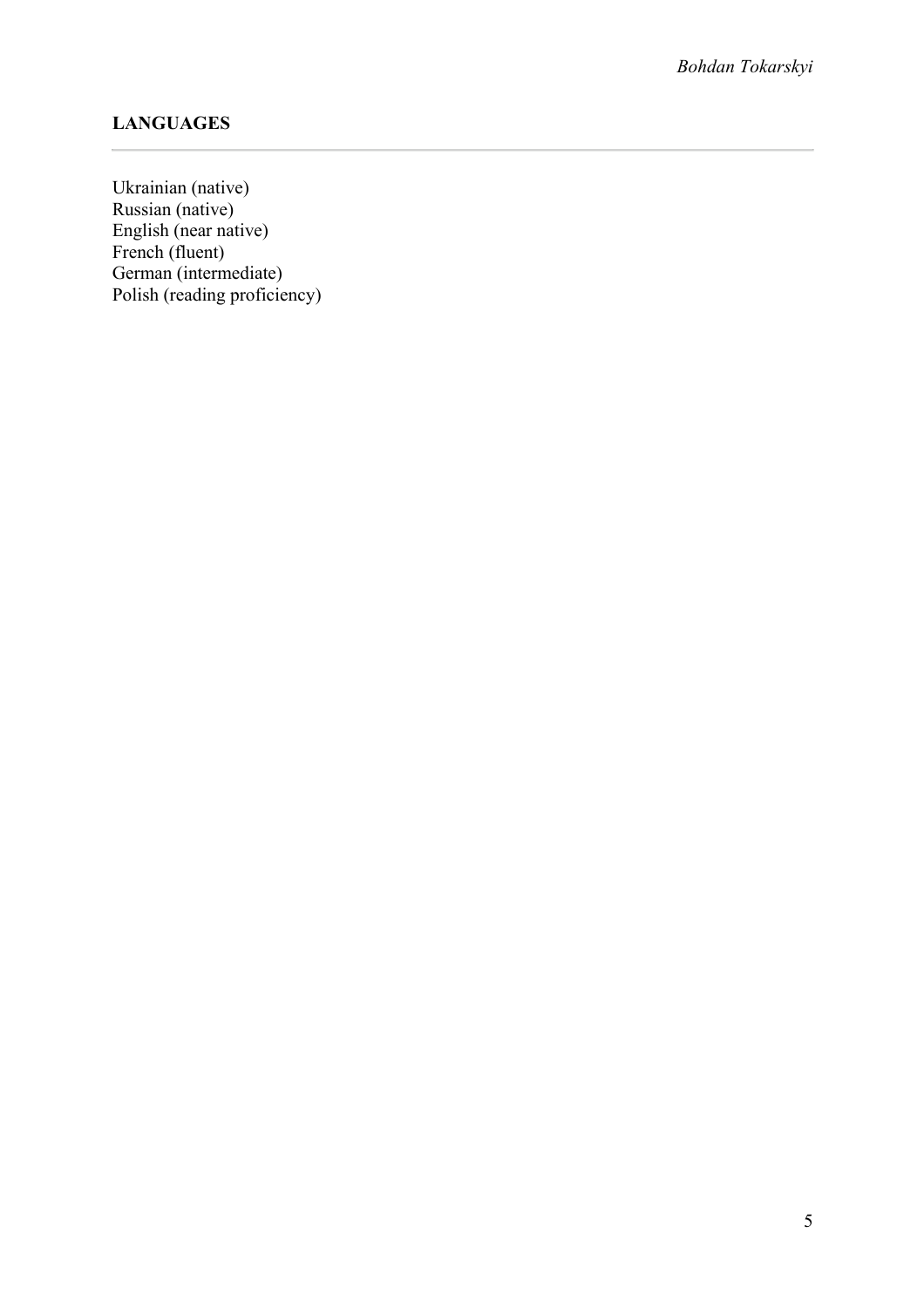## LANGUAGES

Ukrainian (native)
Russian (native)
English (near native)
French (fluent)
German (intermediate)
Polish (reading proficiency)